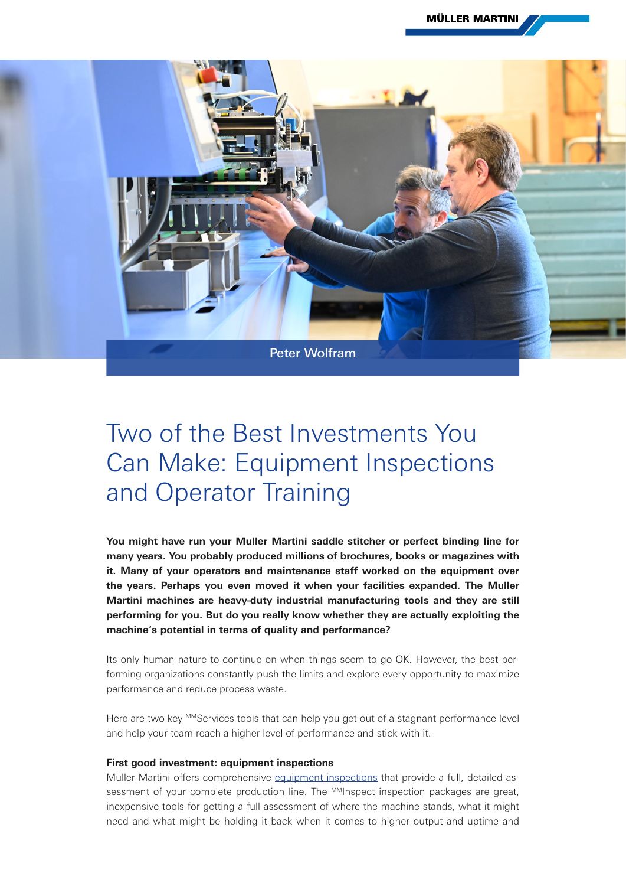Peter Wolfram

# Two of the Best Investments You Can Make: Equipment Inspections and Operator Training

**You might have run your Muller Martini saddle stitcher or perfect binding line for many years. You probably produced millions of brochures, books or magazines with it. Many of your operators and maintenance staff worked on the equipment over the years. Perhaps you even moved it when your facilities expanded. The Muller Martini machines are heavy-duty industrial manufacturing tools and they are still performing for you. But do you really know whether they are actually exploiting the machine's potential in terms of quality and performance?**

Its only human nature to continue on when things seem to go OK. However, the best performing organizations constantly push the limits and explore every opportunity to maximize performance and reduce process waste.

Here are two key MMServices tools that can help you get out of a stagnant performance level and help your team reach a higher level of performance and stick with it.

**First good investment: equipment inspections**

Muller Martini offers comprehensive equipment inspections that provide a full, detailed assessment of your complete production line. The MMInspect inspection packages are great, inexpensive tools for getting a full assessment of where the machine stands, what it might need and what might be holding it back when it comes to higher output and uptime and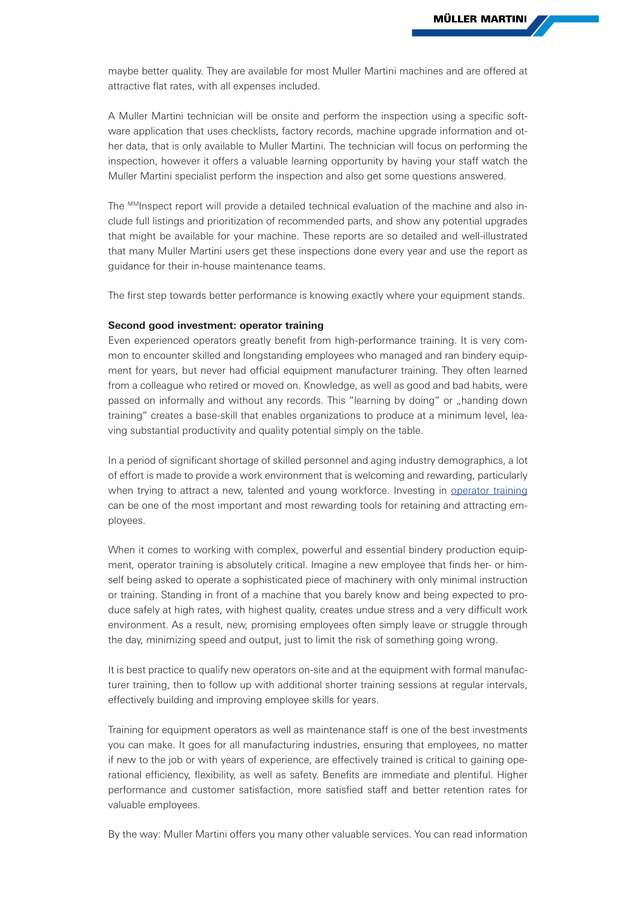maybe better quality. They are available for most Muller Martini machines and are offered at attractive flat rates, with all expenses included.

A Muller Martini technician will be onsite and perform the inspection using a specific software application that uses checklists, factory records, machine upgrade information and other data, that is only available to Muller Martini. The technician will focus on performing the inspection, however it offers a valuable learning opportunity by having your staff watch the Muller Martini specialist perform the inspection and also get some questions answered.

The [MM]Inspect report will provide a detailed technical evaluation of the machine and also include full listings and prioritization of recommended parts, and show any potential upgrades that might be available for your machine. These reports are so detailed and well-illustrated that many Muller Martini users get these inspections done every year and use the report as guidance for their in-house maintenance teams.

The first step towards better performance is knowing exactly where your equipment stands.

**Second good investment: operator training**

Even experienced operators greatly benefit from high-performance training. It is very common to encounter skilled and longstanding employees who managed and ran bindery equipment for years, but never had official equipment manufacturer training. They often learned from a colleague who retired or moved on. Knowledge, as well as good and bad habits, were passed on informally and without any records. This "learning by doing" or „handing down training" creates a base-skill that enables organizations to produce at a minimum level, leaving substantial productivity and quality potential simply on the table.

In a period of significant shortage of skilled personnel and aging industry demographics, a lot of effort is made to provide a work environment that is welcoming and rewarding, particularly when trying to attract a new, talented and young workforce. Investing in operator training can be one of the most important and most rewarding tools for retaining and attracting employees.

When it comes to working with complex, powerful and essential bindery production equipment, operator training is absolutely critical. Imagine a new employee that finds her- or himself being asked to operate a sophisticated piece of machinery with only minimal instruction or training. Standing in front of a machine that you barely know and being expected to produce safely at high rates, with highest quality, creates undue stress and a very difficult work environment. As a result, new, promising employees often simply leave or struggle through the day, minimizing speed and output, just to limit the risk of something going wrong.

It is best practice to qualify new operators on-site and at the equipment with formal manufacturer training, then to follow up with additional shorter training sessions at regular intervals, effectively building and improving employee skills for years.

Training for equipment operators as well as maintenance staff is one of the best investments you can make. It goes for all manufacturing industries, ensuring that employees, no matter if new to the job or with years of experience, are effectively trained is critical to gaining operational efficiency, flexibility, as well as safety. Benefits are immediate and plentiful. Higher performance and customer satisfaction, more satisfied staff and better retention rates for valuable employees.

By the way: Muller Martini offers you many other valuable services. You can read information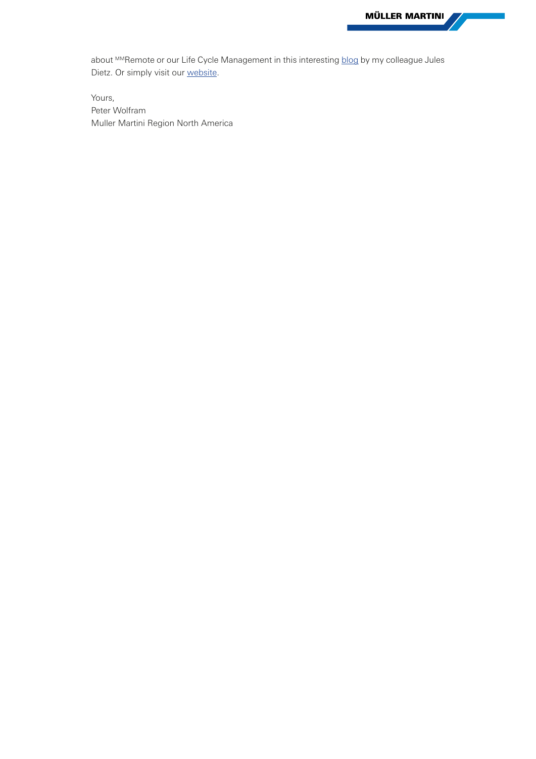about MMRemote or our Life Cycle Management in this interesting blog by my colleague Jules Dietz. Or simply visit our website.

Yours,
Peter Wolfram
Muller Martini Region North America